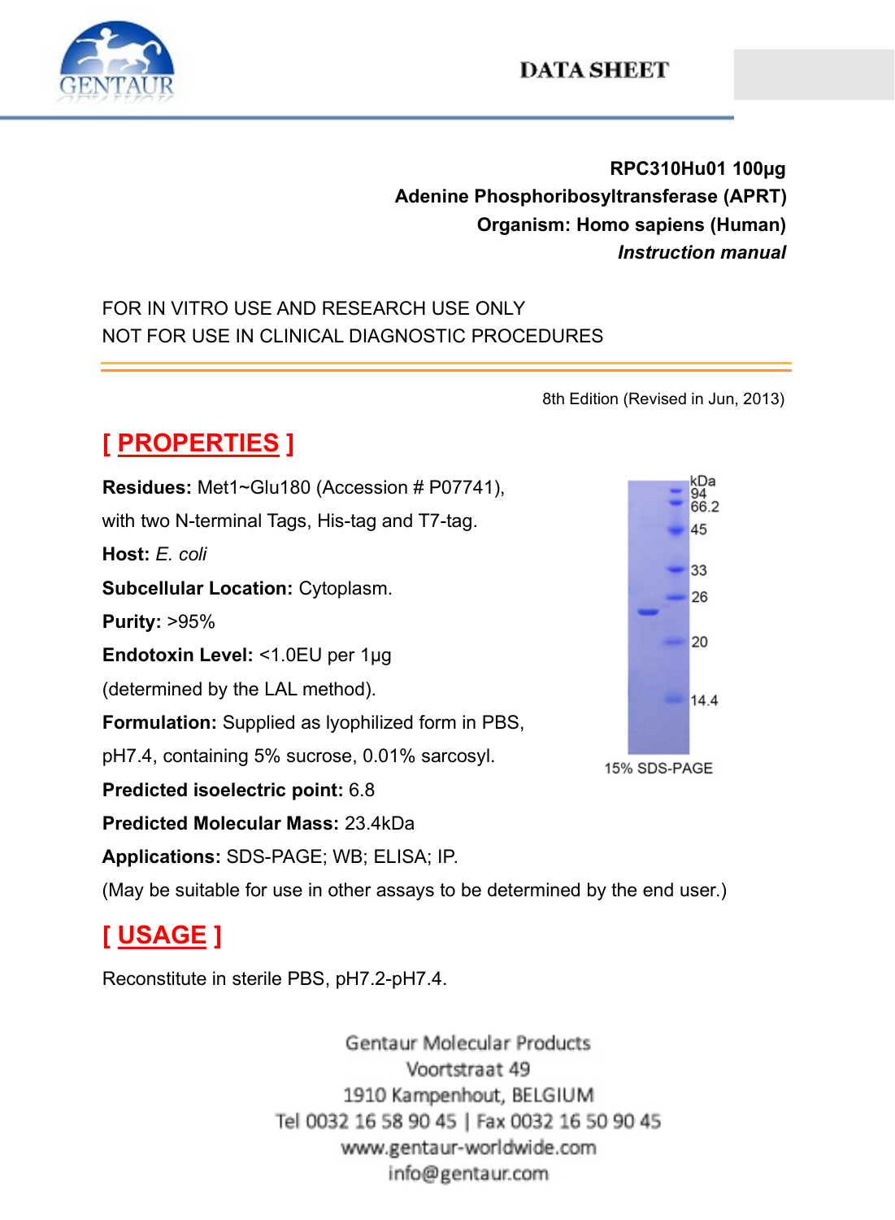DATA SHEET

**RPC310Hu01 100μg**
**Adenine Phosphoribosyltransferase (APRT)**
**Organism: Homo sapiens (Human)**
***Instruction manual***

FOR IN VITRO USE AND RESEARCH USE ONLY
NOT FOR USE IN CLINICAL DIAGNOSTIC PROCEDURES

8th Edition (Revised in Jun, 2013)

## [ PROPERTIES ]

**Residues:** Met1~Glu180 (Accession # P07741), with two N-terminal Tags, His-tag and T7-tag.

**Host:** *E. coli*

**Subcellular Location:** Cytoplasm.

**Purity:** >95%

**Endotoxin Level:** <1.0EU per 1μg (determined by the LAL method).

**Formulation:** Supplied as lyophilized form in PBS, pH7.4, containing 5% sucrose, 0.01% sarcosyl.

**Predicted isoelectric point:** 6.8

**Predicted Molecular Mass:** 23.4kDa

**Applications:** SDS-PAGE; WB; ELISA; IP.

(May be suitable for use in other assays to be determined by the end user.)

kDa
94
66.2
45
33
26
20
14.4

15% SDS-PAGE

## [ USAGE ]

Reconstitute in sterile PBS, pH7.2-pH7.4.

Gentaur Molecular Products
Voortstraat 49
1910 Kampenhout, BELGIUM
Tel 0032 16 58 90 45 | Fax 0032 16 50 90 45
www.gentaur-worldwide.com
info@gentaur.com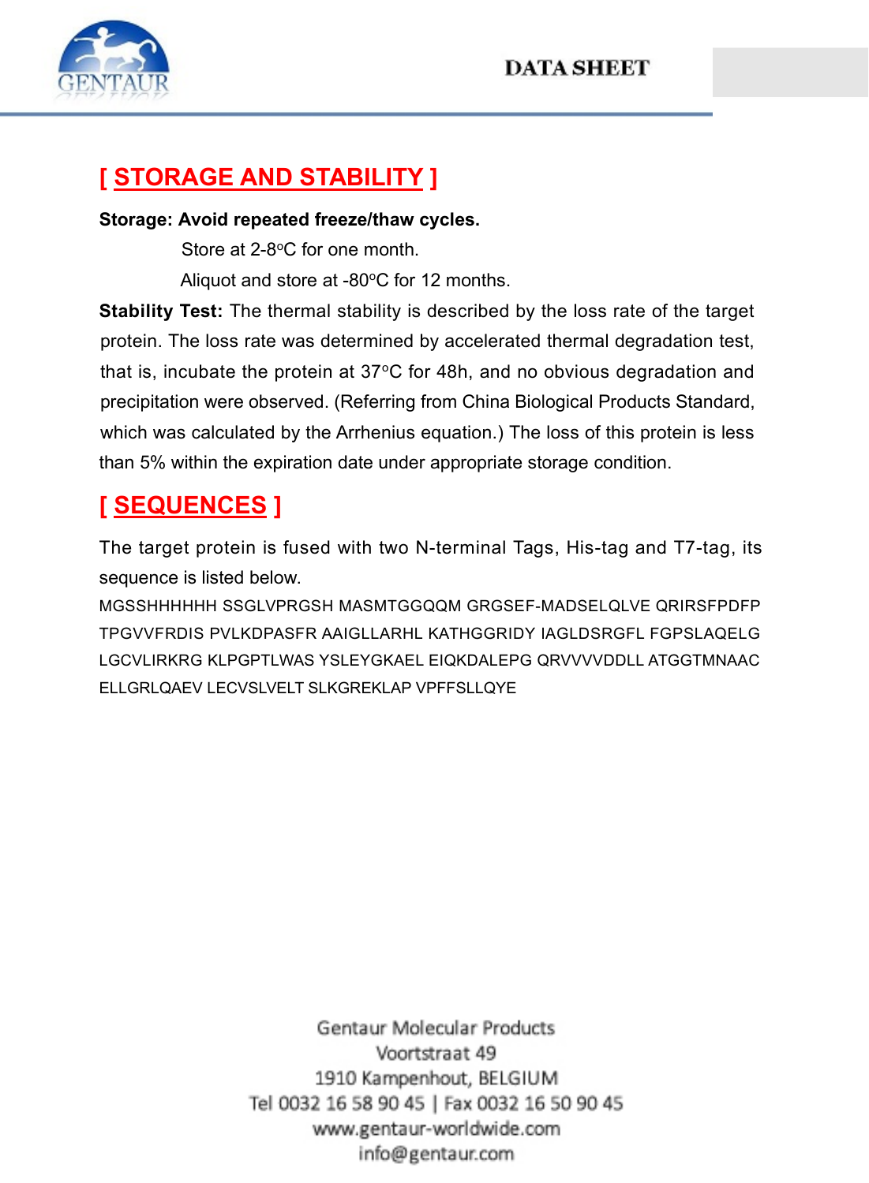## [ STORAGE AND STABILITY ]

**Storage: Avoid repeated freeze/thaw cycles.**

Store at 2-8°C for one month.

Aliquot and store at -80°C for 12 months.

**Stability Test:** The thermal stability is described by the loss rate of the target protein. The loss rate was determined by accelerated thermal degradation test, that is, incubate the protein at 37°C for 48h, and no obvious degradation and precipitation were observed. (Referring from China Biological Products Standard, which was calculated by the Arrhenius equation.) The loss of this protein is less than 5% within the expiration date under appropriate storage condition.

## [ SEQUENCES ]

The target protein is fused with two N-terminal Tags, His-tag and T7-tag, its sequence is listed below.

MGSSHHHHHH SSGLVPRGSH MASMTGGQQM GRGSEF-MADSELQLVE QRIRSFPDFP TPGVVFRDIS PVLKDPASFR AAIGLLARHL KATHGGRIDY IAGLDSRGFL FGPSLAQELG LGCVLIRKRG KLPGPTLWAS YSLEYGKAEL EIQKDALEPG QRVVVVDDLL ATGGTMNAAC ELLGRLQAEV LECVSLVELT SLKGREKLAP VPFFSLLQYE

Gentaur Molecular Products
Voortstraat 49
1910 Kampenhout, BELGIUM
Tel 0032 16 58 90 45 | Fax 0032 16 50 90 45
www.gentaur-worldwide.com
info@gentaur.com